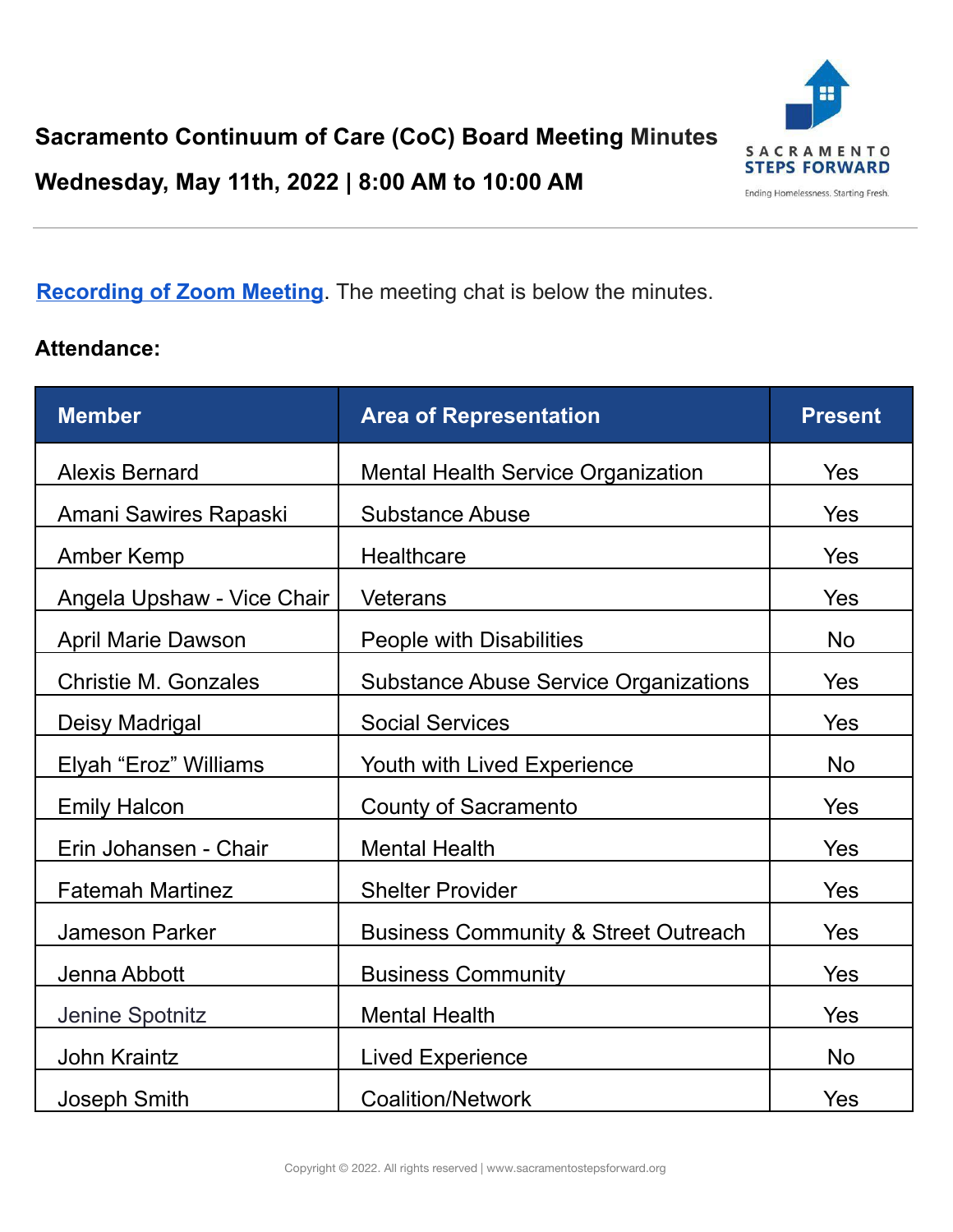# Sacramento Continuum of Care (CoC) Board Meeting Minutes

## Wednesday, May 11th, 2022 | 8:00 AM to 10:00 AM

Sacramento Steps Forward — Ending Homelessness. Starting Fresh.

[Recording of Zoom Meeting](). The meeting chat is below the minutes.

**Attendance:**

| Member | Area of Representation | Present |
|---|---|---|
| Alexis Bernard | Mental Health Service Organization | Yes |
| Amani Sawires Rapaski | Substance Abuse | Yes |
| Amber Kemp | Healthcare | Yes |
| Angela Upshaw - Vice Chair | Veterans | Yes |
| April Marie Dawson | People with Disabilities | No |
| Christie M. Gonzales | Substance Abuse Service Organizations | Yes |
| Deisy Madrigal | Social Services | Yes |
| Elyah “Eroz” Williams | Youth with Lived Experience | No |
| Emily Halcon | County of Sacramento | Yes |
| Erin Johansen - Chair | Mental Health | Yes |
| Fatemah Martinez | Shelter Provider | Yes |
| Jameson Parker | Business Community & Street Outreach | Yes |
| Jenna Abbott | Business Community | Yes |
| Jenine Spotnitz | Mental Health | Yes |
| John Kraintz | Lived Experience | No |
| Joseph Smith | Coalition/Network | Yes |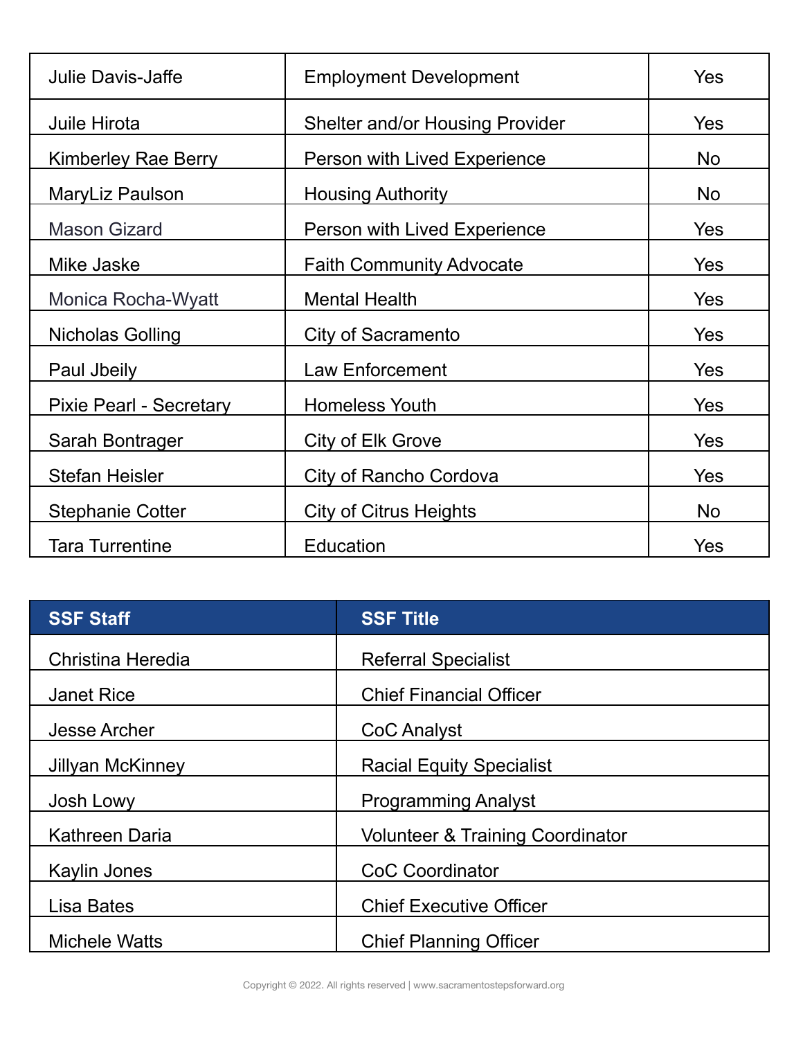| | | |
|---|---|---|
| Julie Davis-Jaffe | Employment Development | Yes |
| Juile Hirota | Shelter and/or Housing Provider | Yes |
| Kimberley Rae Berry | Person with Lived Experience | No |
| MaryLiz Paulson | Housing Authority | No |
| Mason Gizard | Person with Lived Experience | Yes |
| Mike Jaske | Faith Community Advocate | Yes |
| Monica Rocha-Wyatt | Mental Health | Yes |
| Nicholas Golling | City of Sacramento | Yes |
| Paul Jbeily | Law Enforcement | Yes |
| Pixie Pearl - Secretary | Homeless Youth | Yes |
| Sarah Bontrager | City of Elk Grove | Yes |
| Stefan Heisler | City of Rancho Cordova | Yes |
| Stephanie Cotter | City of Citrus Heights | No |
| Tara Turrentine | Education | Yes |

| SSF Staff | SSF Title |
|---|---|
| Christina Heredia | Referral Specialist |
| Janet Rice | Chief Financial Officer |
| Jesse Archer | CoC Analyst |
| Jillyan McKinney | Racial Equity Specialist |
| Josh Lowy | Programming Analyst |
| Kathreen Daria | Volunteer & Training Coordinator |
| Kaylin Jones | CoC Coordinator |
| Lisa Bates | Chief Executive Officer |
| Michele Watts | Chief Planning Officer |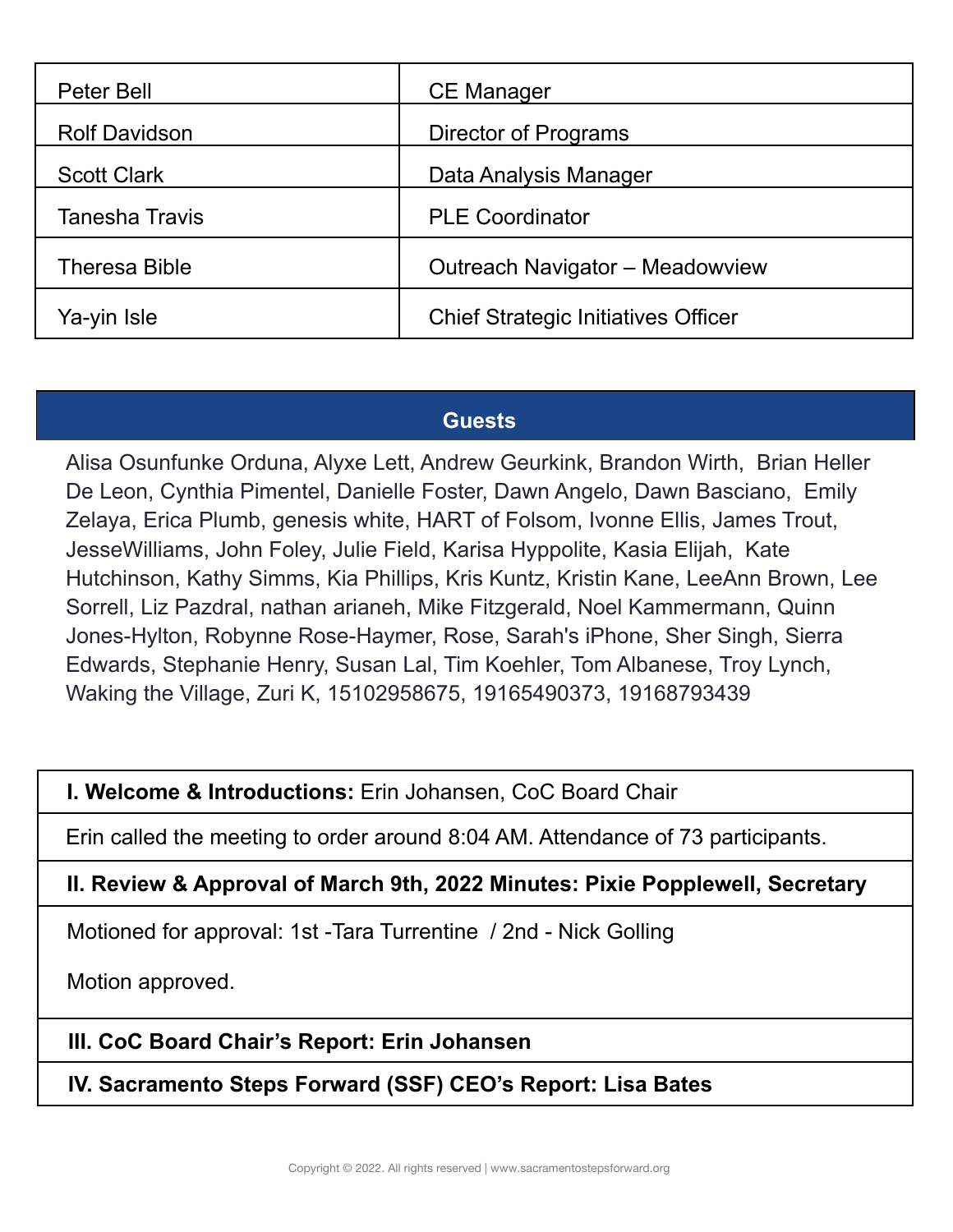| Peter Bell | CE Manager |
|---|---|
| Rolf Davidson | Director of Programs |
| Scott Clark | Data Analysis Manager |
| Tanesha Travis | PLE Coordinator |
| Theresa Bible | Outreach Navigator – Meadowview |
| Ya-yin Isle | Chief Strategic Initiatives Officer |

## Guests

Alisa Osunfunke Orduna, Alyxe Lett, Andrew Geurkink, Brandon Wirth, Brian Heller De Leon, Cynthia Pimentel, Danielle Foster, Dawn Angelo, Dawn Basciano, Emily Zelaya, Erica Plumb, genesis white, HART of Folsom, Ivonne Ellis, James Trout, JesseWilliams, John Foley, Julie Field, Karisa Hyppolite, Kasia Elijah, Kate Hutchinson, Kathy Simms, Kia Phillips, Kris Kuntz, Kristin Kane, LeeAnn Brown, Lee Sorrell, Liz Pazdral, nathan arianeh, Mike Fitzgerald, Noel Kammermann, Quinn Jones-Hylton, Robynne Rose-Haymer, Rose, Sarah's iPhone, Sher Singh, Sierra Edwards, Stephanie Henry, Susan Lal, Tim Koehler, Tom Albanese, Troy Lynch, Waking the Village, Zuri K, 15102958675, 19165490373, 19168793439

**I. Welcome & Introductions:** Erin Johansen, CoC Board Chair

Erin called the meeting to order around 8:04 AM. Attendance of 73 participants.

**II. Review & Approval of March 9th, 2022 Minutes: Pixie Popplewell, Secretary**

Motioned for approval: 1st -Tara Turrentine / 2nd - Nick Golling

Motion approved.

**III. CoC Board Chair's Report: Erin Johansen**

**IV. Sacramento Steps Forward (SSF) CEO's Report: Lisa Bates**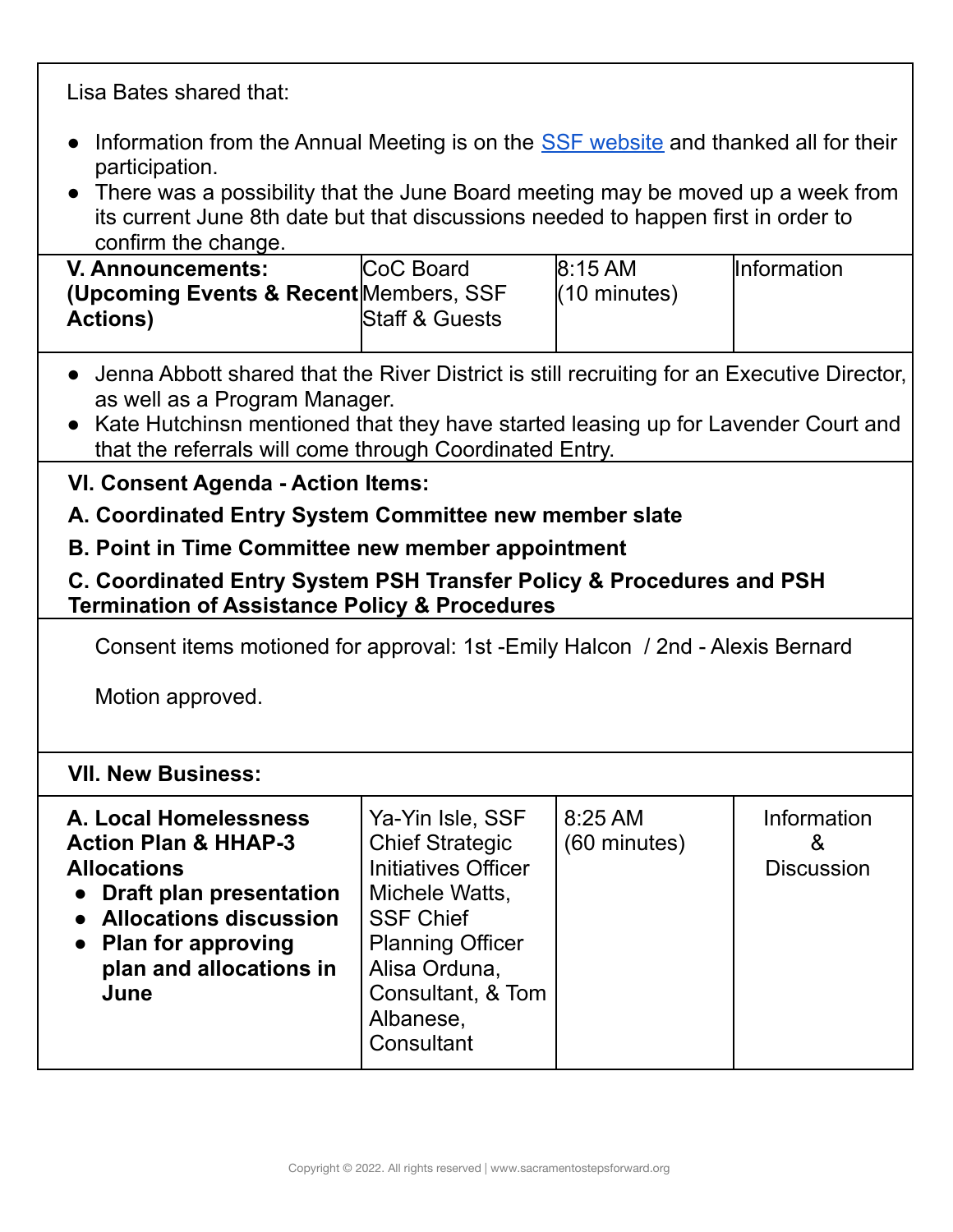Lisa Bates shared that:

- Information from the Annual Meeting is on the SSF website and thanked all for their participation.
- There was a possibility that the June Board meeting may be moved up a week from its current June 8th date but that discussions needed to happen first in order to confirm the change.

| **V. Announcements: (Upcoming Events & Recent Actions)** | CoC Board Members, SSF Staff & Guests | 8:15 AM (10 minutes) | Information |
|---|---|---|---|

- Jenna Abbott shared that the River District is still recruiting for an Executive Director, as well as a Program Manager.
- Kate Hutchinsn mentioned that they have started leasing up for Lavender Court and that the referrals will come through Coordinated Entry.

**VI. Consent Agenda - Action Items:**

**A. Coordinated Entry System Committee new member slate**

**B. Point in Time Committee new member appointment**

**C. Coordinated Entry System PSH Transfer Policy & Procedures and PSH Termination of Assistance Policy & Procedures**

Consent items motioned for approval: 1st -Emily Halcon / 2nd - Alexis Bernard

Motion approved.

**VII. New Business:**

| **A. Local Homelessness Action Plan & HHAP-3 Allocations**<br>• **Draft plan presentation**<br>• **Allocations discussion**<br>• **Plan for approving plan and allocations in June** | Ya-Yin Isle, SSF Chief Strategic Initiatives Officer Michele Watts, SSF Chief Planning Officer Alisa Orduna, Consultant, & Tom Albanese, Consultant | 8:25 AM (60 minutes) | Information & Discussion |
|---|---|---|---|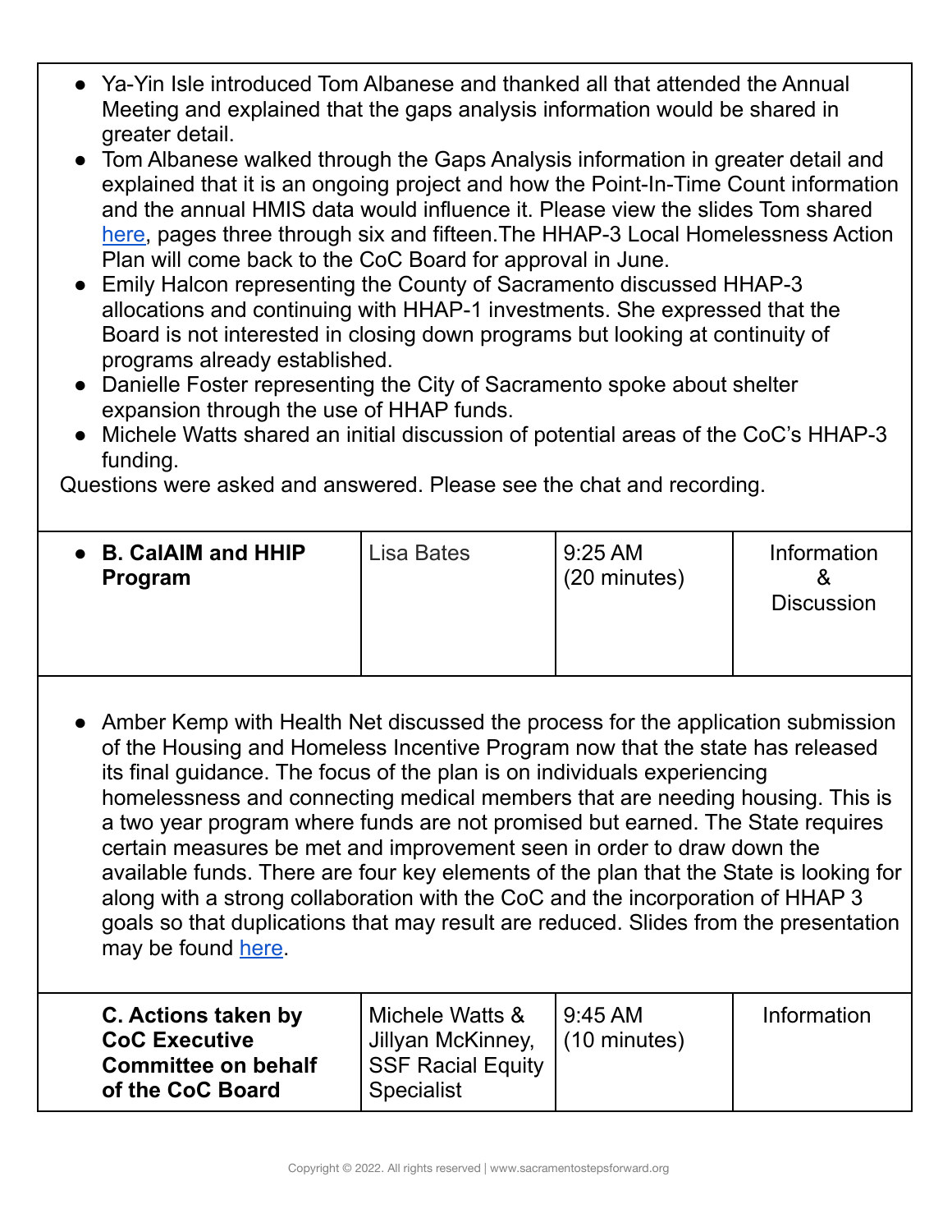- Ya-Yin Isle introduced Tom Albanese and thanked all that attended the Annual Meeting and explained that the gaps analysis information would be shared in greater detail.
- Tom Albanese walked through the Gaps Analysis information in greater detail and explained that it is an ongoing project and how the Point-In-Time Count information and the annual HMIS data would influence it. Please view the slides Tom shared here, pages three through six and fifteen.The HHAP-3 Local Homelessness Action Plan will come back to the CoC Board for approval in June.
- Emily Halcon representing the County of Sacramento discussed HHAP-3 allocations and continuing with HHAP-1 investments. She expressed that the Board is not interested in closing down programs but looking at continuity of programs already established.
- Danielle Foster representing the City of Sacramento spoke about shelter expansion through the use of HHAP funds.
- Michele Watts shared an initial discussion of potential areas of the CoC's HHAP-3 funding.

Questions were asked and answered. Please see the chat and recording.

| Item | Presenter | Time | Type |
|---|---|---|---|
| **B. CalAIM and HHIP Program** | Lisa Bates | 9:25 AM (20 minutes) | Information & Discussion |

- Amber Kemp with Health Net discussed the process for the application submission of the Housing and Homeless Incentive Program now that the state has released its final guidance. The focus of the plan is on individuals experiencing homelessness and connecting medical members that are needing housing. This is a two year program where funds are not promised but earned. The State requires certain measures be met and improvement seen in order to draw down the available funds. There are four key elements of the plan that the State is looking for along with a strong collaboration with the CoC and the incorporation of HHAP 3 goals so that duplications that may result are reduced. Slides from the presentation may be found here.

| Item | Presenter | Time | Type |
|---|---|---|---|
| **C. Actions taken by CoC Executive Committee on behalf of the CoC Board** | Michele Watts & Jillyan McKinney, SSF Racial Equity Specialist | 9:45 AM (10 minutes) | Information |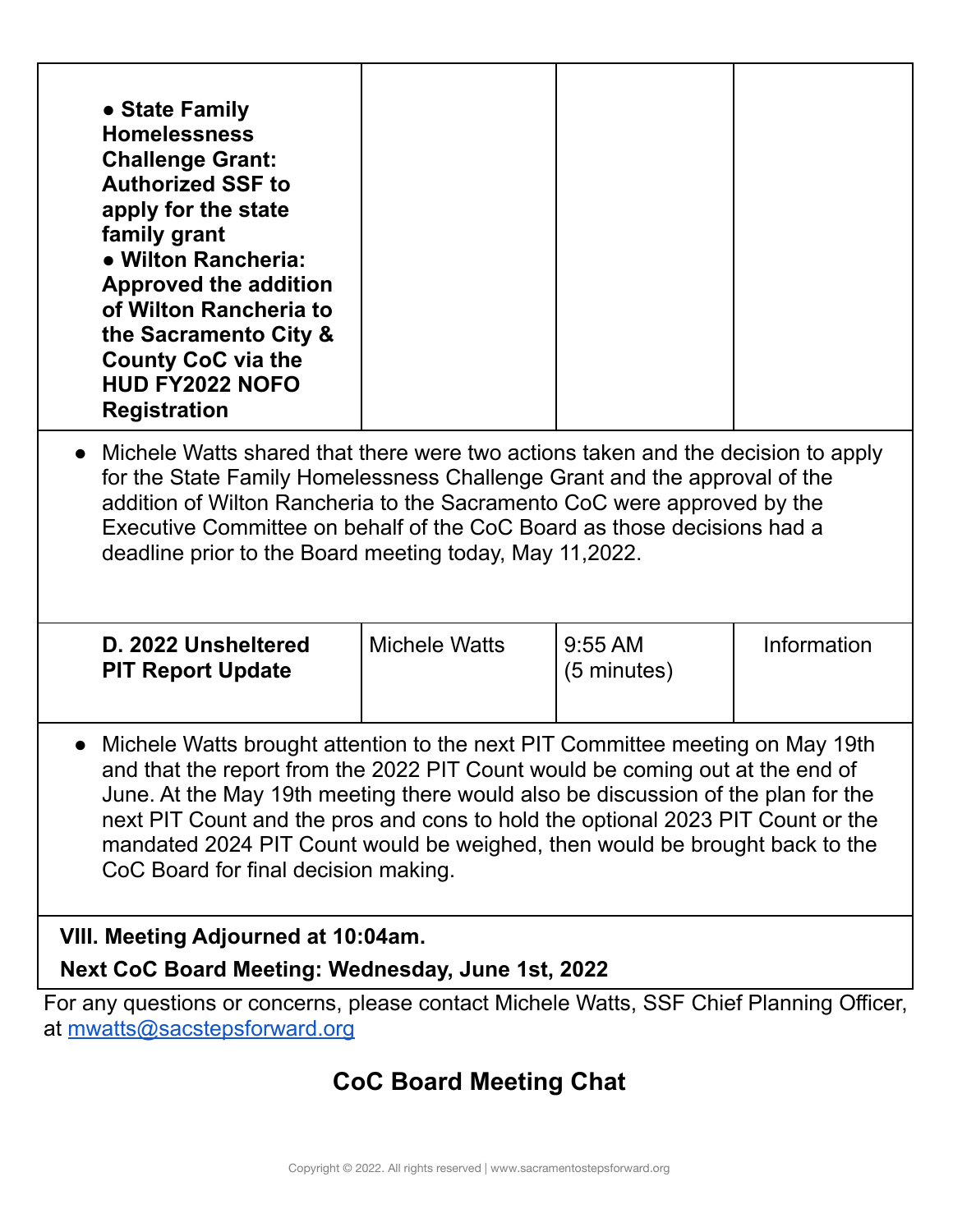| | | | |
|---|---|---|---|
| **● State Family Homelessness Challenge Grant: Authorized SSF to apply for the state family grant**<br>**● Wilton Rancheria: Approved the addition of Wilton Rancheria to the Sacramento City & County CoC via the HUD FY2022 NOFO Registration** | | | |

- Michele Watts shared that there were two actions taken and the decision to apply for the State Family Homelessness Challenge Grant and the approval of the addition of Wilton Rancheria to the Sacramento CoC were approved by the Executive Committee on behalf of the CoC Board as those decisions had a deadline prior to the Board meeting today, May 11,2022.

| | | | |
|---|---|---|---|
| **D. 2022 Unsheltered PIT Report Update** | Michele Watts | 9:55 AM (5 minutes) | Information |

- Michele Watts brought attention to the next PIT Committee meeting on May 19th and that the report from the 2022 PIT Count would be coming out at the end of June. At the May 19th meeting there would also be discussion of the plan for the next PIT Count and the pros and cons to hold the optional 2023 PIT Count or the mandated 2024 PIT Count would be weighed, then would be brought back to the CoC Board for final decision making.

**VIII. Meeting Adjourned at 10:04am.**

**Next CoC Board Meeting: Wednesday, June 1st, 2022**

For any questions or concerns, please contact Michele Watts, SSF Chief Planning Officer, at [mwatts@sacstepsforward.org](mailto:mwatts@sacstepsforward.org)

## CoC Board Meeting Chat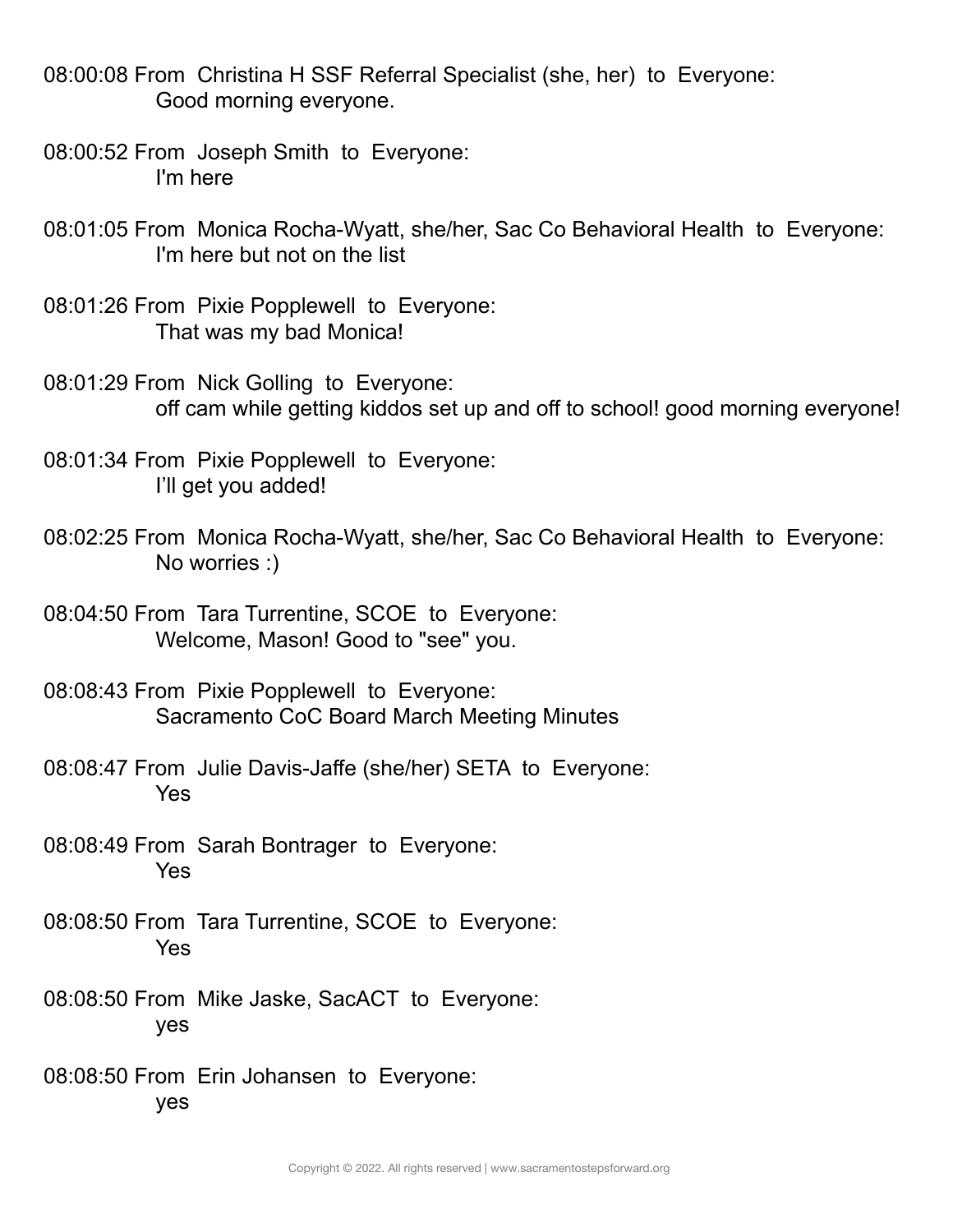08:00:08 From Christina H SSF Referral Specialist (she, her) to Everyone:
Good morning everyone.

08:00:52 From Joseph Smith to Everyone:
I'm here

08:01:05 From Monica Rocha-Wyatt, she/her, Sac Co Behavioral Health to Everyone:
I'm here but not on the list

08:01:26 From Pixie Popplewell to Everyone:
That was my bad Monica!

08:01:29 From Nick Golling to Everyone:
off cam while getting kiddos set up and off to school! good morning everyone!

08:01:34 From Pixie Popplewell to Everyone:
I'll get you added!

08:02:25 From Monica Rocha-Wyatt, she/her, Sac Co Behavioral Health to Everyone:
No worries :)

08:04:50 From Tara Turrentine, SCOE to Everyone:
Welcome, Mason! Good to "see" you.

08:08:43 From Pixie Popplewell to Everyone:
Sacramento CoC Board March Meeting Minutes

08:08:47 From Julie Davis-Jaffe (she/her) SETA to Everyone:
Yes

08:08:49 From Sarah Bontrager to Everyone:
Yes

08:08:50 From Tara Turrentine, SCOE to Everyone:
Yes

08:08:50 From Mike Jaske, SacACT to Everyone:
yes

08:08:50 From Erin Johansen to Everyone:
yes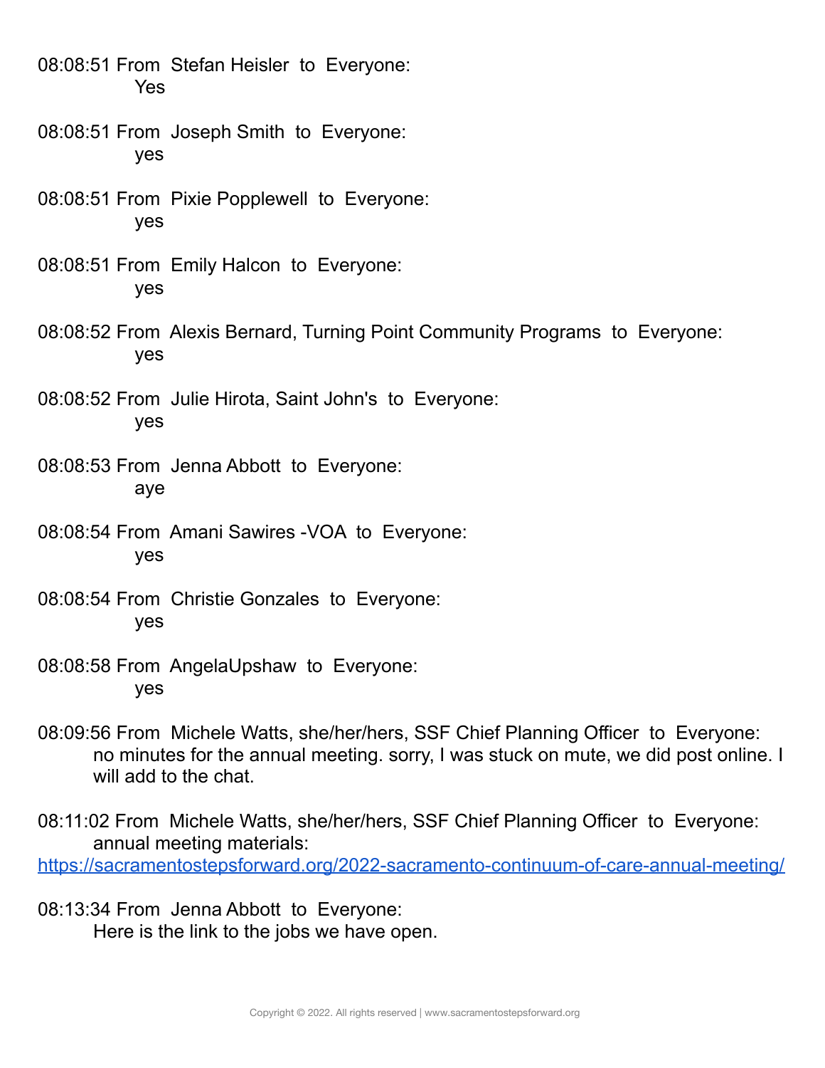08:08:51 From Stefan Heisler to Everyone:
Yes

08:08:51 From Joseph Smith to Everyone:
yes

08:08:51 From Pixie Popplewell to Everyone:
yes

08:08:51 From Emily Halcon to Everyone:
yes

08:08:52 From Alexis Bernard, Turning Point Community Programs to Everyone:
yes

08:08:52 From Julie Hirota, Saint John's to Everyone:
yes

08:08:53 From Jenna Abbott to Everyone:
aye

08:08:54 From Amani Sawires -VOA to Everyone:
yes

08:08:54 From Christie Gonzales to Everyone:
yes

08:08:58 From AngelaUpshaw to Everyone:
yes

08:09:56 From Michele Watts, she/her/hers, SSF Chief Planning Officer to Everyone:
no minutes for the annual meeting. sorry, I was stuck on mute, we did post online. I will add to the chat.

08:11:02 From Michele Watts, she/her/hers, SSF Chief Planning Officer to Everyone:
annual meeting materials:
https://sacramentostepsforward.org/2022-sacramento-continuum-of-care-annual-meeting/

08:13:34 From Jenna Abbott to Everyone:
Here is the link to the jobs we have open.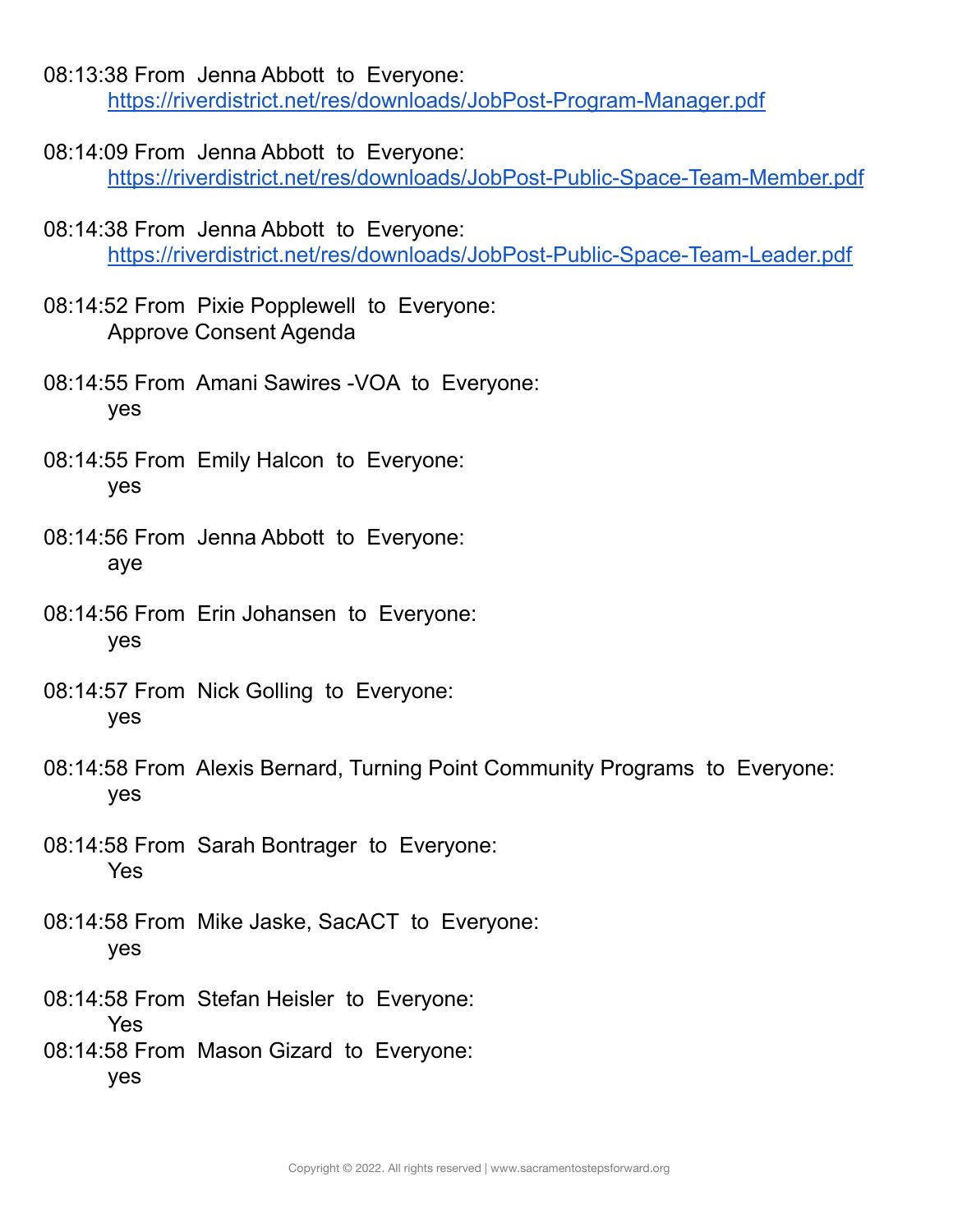08:13:38 From Jenna Abbott to Everyone:
https://riverdistrict.net/res/downloads/JobPost-Program-Manager.pdf

08:14:09 From Jenna Abbott to Everyone:
https://riverdistrict.net/res/downloads/JobPost-Public-Space-Team-Member.pdf

08:14:38 From Jenna Abbott to Everyone:
https://riverdistrict.net/res/downloads/JobPost-Public-Space-Team-Leader.pdf

08:14:52 From Pixie Popplewell to Everyone:
Approve Consent Agenda

08:14:55 From Amani Sawires -VOA to Everyone:
yes

08:14:55 From Emily Halcon to Everyone:
yes

08:14:56 From Jenna Abbott to Everyone:
aye

08:14:56 From Erin Johansen to Everyone:
yes

08:14:57 From Nick Golling to Everyone:
yes

08:14:58 From Alexis Bernard, Turning Point Community Programs to Everyone:
yes

08:14:58 From Sarah Bontrager to Everyone:
Yes

08:14:58 From Mike Jaske, SacACT to Everyone:
yes

08:14:58 From Stefan Heisler to Everyone:
Yes

08:14:58 From Mason Gizard to Everyone:
yes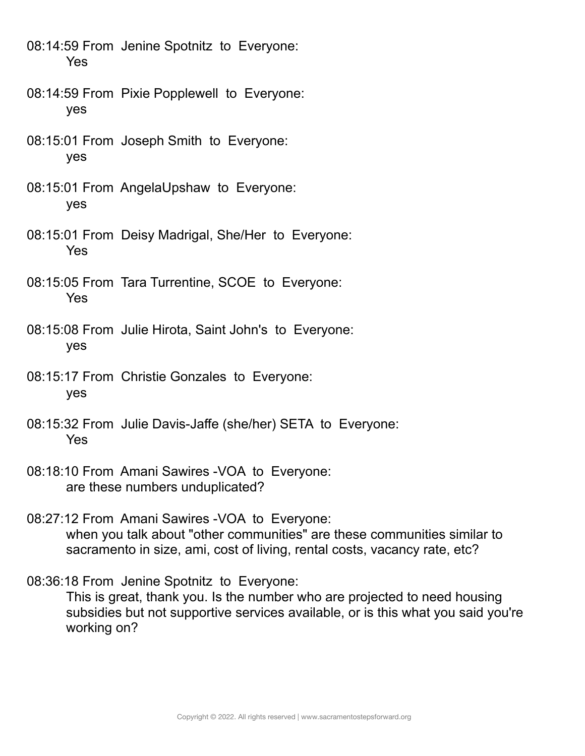08:14:59 From Jenine Spotnitz to Everyone:
Yes

08:14:59 From Pixie Popplewell to Everyone:
yes

08:15:01 From Joseph Smith to Everyone:
yes

08:15:01 From AngelaUpshaw to Everyone:
yes

08:15:01 From Deisy Madrigal, She/Her to Everyone:
Yes

08:15:05 From Tara Turrentine, SCOE to Everyone:
Yes

08:15:08 From Julie Hirota, Saint John's to Everyone:
yes

08:15:17 From Christie Gonzales to Everyone:
yes

08:15:32 From Julie Davis-Jaffe (she/her) SETA to Everyone:
Yes

08:18:10 From Amani Sawires -VOA to Everyone:
are these numbers unduplicated?

08:27:12 From Amani Sawires -VOA to Everyone:
when you talk about "other communities" are these communities similar to sacramento in size, ami, cost of living, rental costs, vacancy rate, etc?

08:36:18 From Jenine Spotnitz to Everyone:
This is great, thank you. Is the number who are projected to need housing subsidies but not supportive services available, or is this what you said you're working on?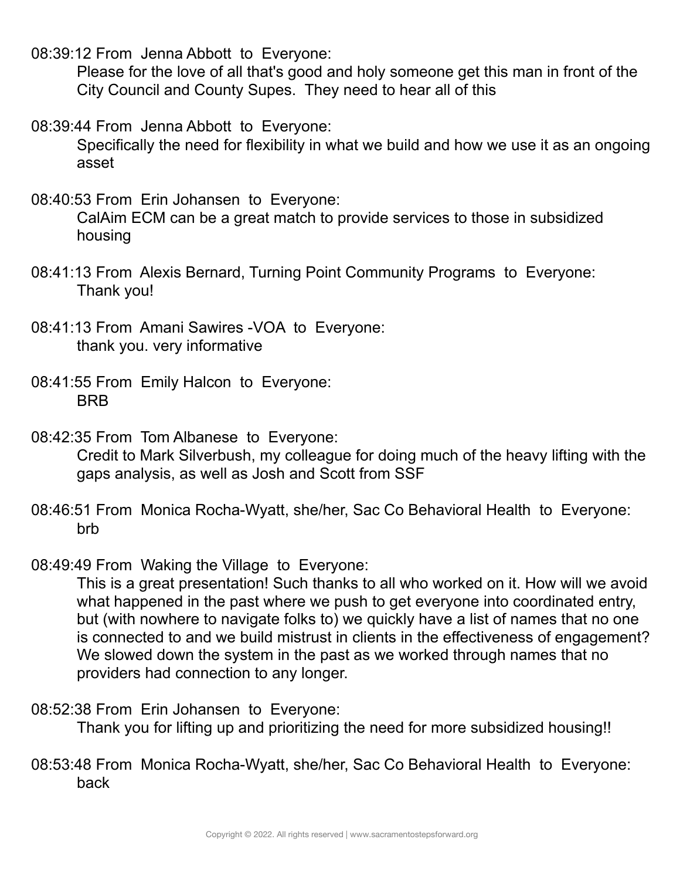08:39:12 From Jenna Abbott to Everyone:

Please for the love of all that's good and holy someone get this man in front of the City Council and County Supes. They need to hear all of this

08:39:44 From Jenna Abbott to Everyone:

Specifically the need for flexibility in what we build and how we use it as an ongoing asset

08:40:53 From Erin Johansen to Everyone:

CalAim ECM can be a great match to provide services to those in subsidized housing

08:41:13 From Alexis Bernard, Turning Point Community Programs to Everyone:

Thank you!

08:41:13 From Amani Sawires -VOA to Everyone:

thank you. very informative

08:41:55 From Emily Halcon to Everyone:

BRB

08:42:35 From Tom Albanese to Everyone:

Credit to Mark Silverbush, my colleague for doing much of the heavy lifting with the gaps analysis, as well as Josh and Scott from SSF

08:46:51 From Monica Rocha-Wyatt, she/her, Sac Co Behavioral Health to Everyone:

brb

08:49:49 From Waking the Village to Everyone:

This is a great presentation! Such thanks to all who worked on it. How will we avoid what happened in the past where we push to get everyone into coordinated entry, but (with nowhere to navigate folks to) we quickly have a list of names that no one is connected to and we build mistrust in clients in the effectiveness of engagement? We slowed down the system in the past as we worked through names that no providers had connection to any longer.

08:52:38 From Erin Johansen to Everyone:

Thank you for lifting up and prioritizing the need for more subsidized housing!!

08:53:48 From Monica Rocha-Wyatt, she/her, Sac Co Behavioral Health to Everyone:

back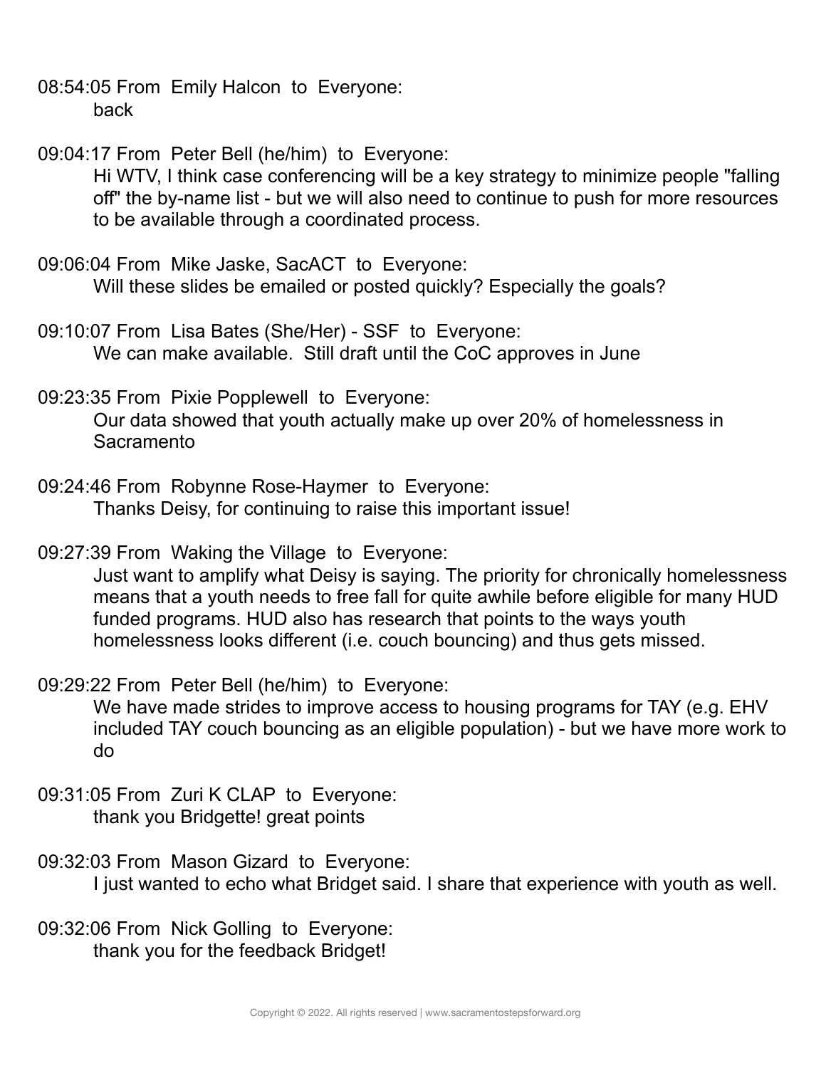08:54:05 From Emily Halcon to Everyone:
back

09:04:17 From Peter Bell (he/him) to Everyone:
Hi WTV, I think case conferencing will be a key strategy to minimize people "falling off" the by-name list - but we will also need to continue to push for more resources to be available through a coordinated process.

09:06:04 From Mike Jaske, SacACT to Everyone:
Will these slides be emailed or posted quickly? Especially the goals?

09:10:07 From Lisa Bates (She/Her) - SSF to Everyone:
We can make available. Still draft until the CoC approves in June

09:23:35 From Pixie Popplewell to Everyone:
Our data showed that youth actually make up over 20% of homelessness in Sacramento

09:24:46 From Robynne Rose-Haymer to Everyone:
Thanks Deisy, for continuing to raise this important issue!

09:27:39 From Waking the Village to Everyone:
Just want to amplify what Deisy is saying. The priority for chronically homelessness means that a youth needs to free fall for quite awhile before eligible for many HUD funded programs. HUD also has research that points to the ways youth homelessness looks different (i.e. couch bouncing) and thus gets missed.

09:29:22 From Peter Bell (he/him) to Everyone:
We have made strides to improve access to housing programs for TAY (e.g. EHV included TAY couch bouncing as an eligible population) - but we have more work to do

09:31:05 From Zuri K CLAP to Everyone:
thank you Bridgette! great points

09:32:03 From Mason Gizard to Everyone:
I just wanted to echo what Bridget said. I share that experience with youth as well.

09:32:06 From Nick Golling to Everyone:
thank you for the feedback Bridget!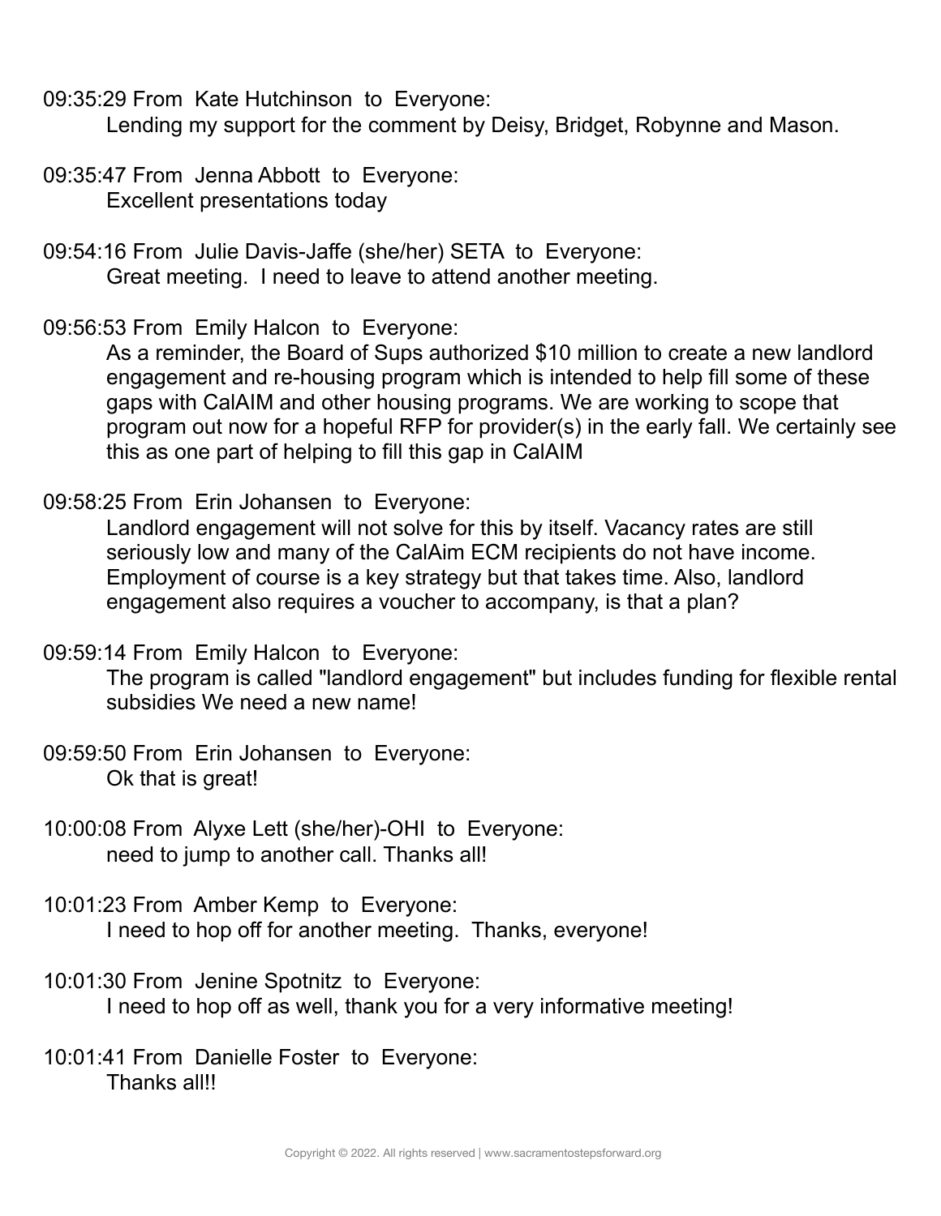09:35:29 From Kate Hutchinson to Everyone:
  Lending my support for the comment by Deisy, Bridget, Robynne and Mason.

09:35:47 From Jenna Abbott to Everyone:
  Excellent presentations today

09:54:16 From Julie Davis-Jaffe (she/her) SETA to Everyone:
  Great meeting. I need to leave to attend another meeting.

09:56:53 From Emily Halcon to Everyone:
  As a reminder, the Board of Sups authorized $10 million to create a new landlord engagement and re-housing program which is intended to help fill some of these gaps with CalAIM and other housing programs. We are working to scope that program out now for a hopeful RFP for provider(s) in the early fall. We certainly see this as one part of helping to fill this gap in CalAIM

09:58:25 From Erin Johansen to Everyone:
  Landlord engagement will not solve for this by itself. Vacancy rates are still seriously low and many of the CalAim ECM recipients do not have income. Employment of course is a key strategy but that takes time. Also, landlord engagement also requires a voucher to accompany, is that a plan?

09:59:14 From Emily Halcon to Everyone:
  The program is called "landlord engagement" but includes funding for flexible rental subsidies We need a new name!

09:59:50 From Erin Johansen to Everyone:
  Ok that is great!

10:00:08 From Alyxe Lett (she/her)-OHI to Everyone:
  need to jump to another call. Thanks all!

10:01:23 From Amber Kemp to Everyone:
  I need to hop off for another meeting. Thanks, everyone!

10:01:30 From Jenine Spotnitz to Everyone:
  I need to hop off as well, thank you for a very informative meeting!

10:01:41 From Danielle Foster to Everyone:
  Thanks all!!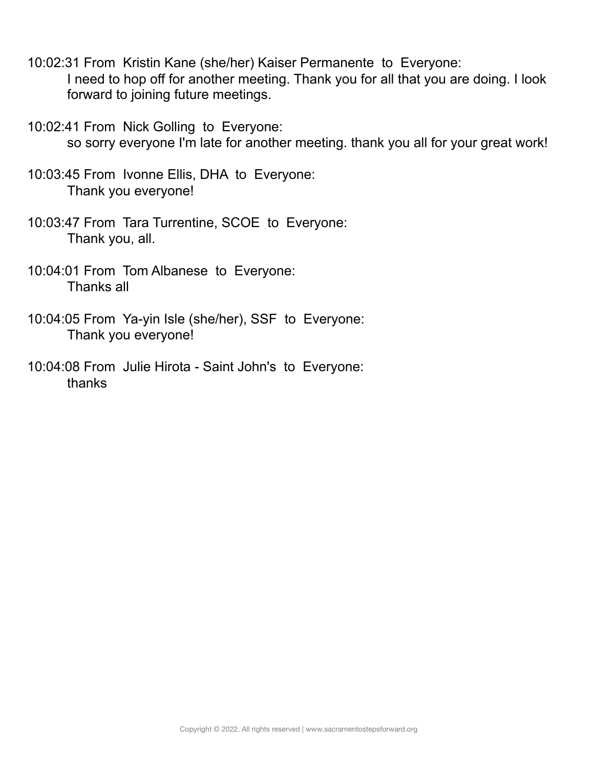10:02:31 From Kristin Kane (she/her) Kaiser Permanente to Everyone:
I need to hop off for another meeting. Thank you for all that you are doing. I look forward to joining future meetings.

10:02:41 From Nick Golling to Everyone:
so sorry everyone I'm late for another meeting. thank you all for your great work!

10:03:45 From Ivonne Ellis, DHA to Everyone:
Thank you everyone!

10:03:47 From Tara Turrentine, SCOE to Everyone:
Thank you, all.

10:04:01 From Tom Albanese to Everyone:
Thanks all

10:04:05 From Ya-yin Isle (she/her), SSF to Everyone:
Thank you everyone!

10:04:08 From Julie Hirota - Saint John's to Everyone:
thanks